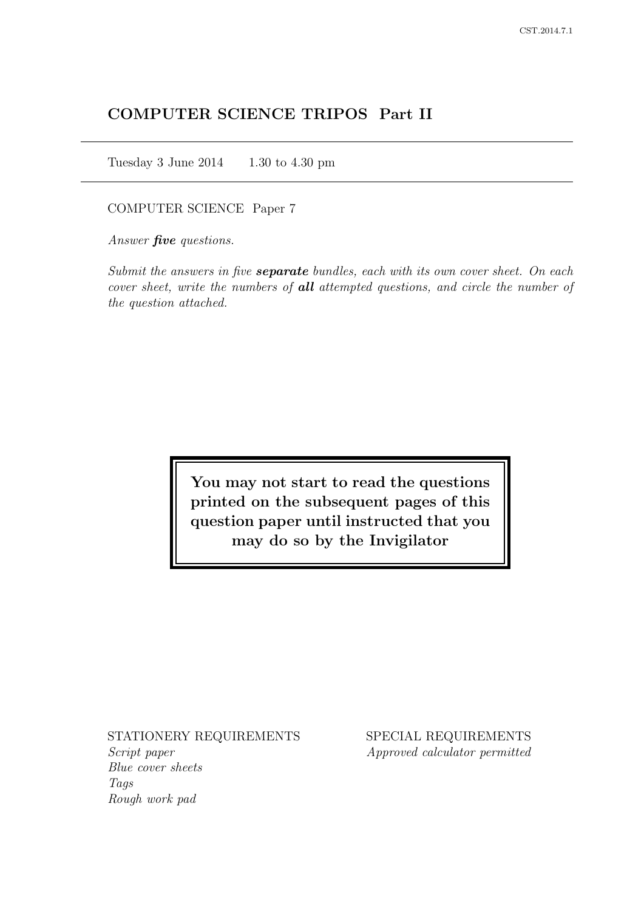# COMPUTER SCIENCE TRIPOS Part II

Tuesday 3 June 2014 1.30 to 4.30 pm

COMPUTER SCIENCE Paper 7

*Answer **five** questions.*

*Submit the answers in five **separate** bundles, each with its own cover sheet. On each cover sheet, write the numbers of **all** attempted questions, and circle the number of the question attached.*

**You may not start to read the questions printed on the subsequent pages of this question paper until instructed that you may do so by the Invigilator**

STATIONERY REQUIREMENTS

*Script paper*
*Blue cover sheets*
*Tags*
*Rough work pad*

SPECIAL REQUIREMENTS

*Approved calculator permitted*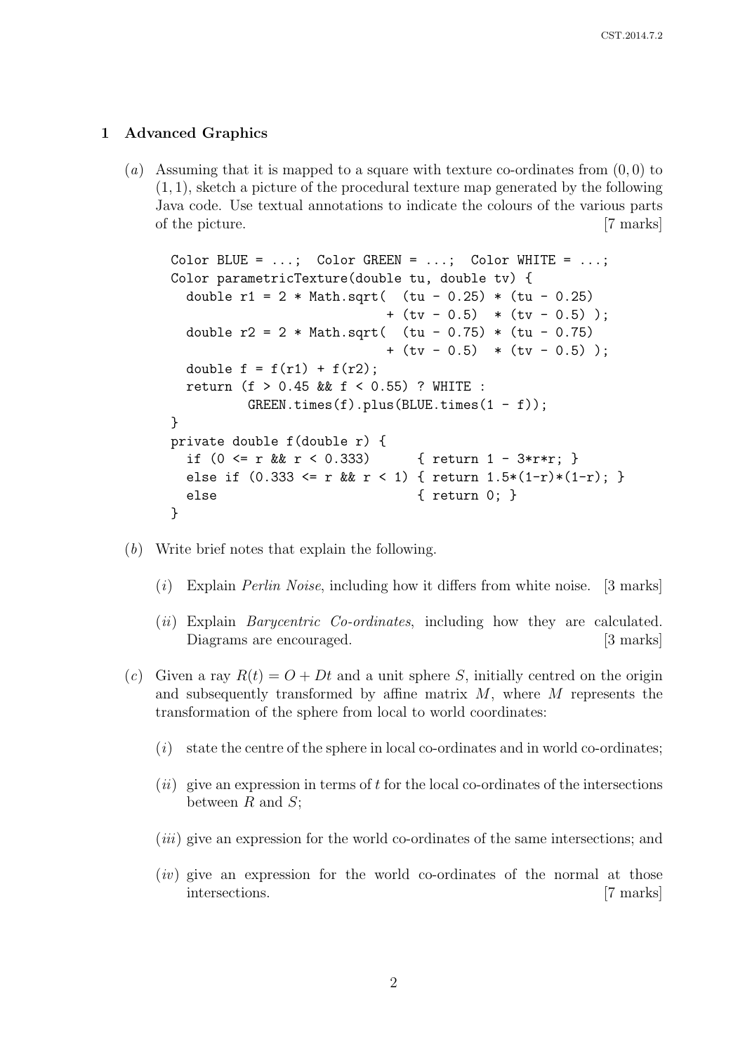## 1 Advanced Graphics

(*a*) Assuming that it is mapped to a square with texture co-ordinates from $(0, 0)$ to $(1, 1)$, sketch a picture of the procedural texture map generated by the following Java code. Use textual annotations to indicate the colours of the various parts of the picture. [7 marks]

```
Color BLUE = ...;  Color GREEN = ...;  Color WHITE = ...;
Color parametricTexture(double tu, double tv) {
  double r1 = 2 * Math.sqrt(  (tu - 0.25) * (tu - 0.25)
                            + (tv - 0.5)  * (tv - 0.5) );
  double r2 = 2 * Math.sqrt(  (tu - 0.75) * (tu - 0.75)
                            + (tv - 0.5)  * (tv - 0.5) );
  double f = f(r1) + f(r2);
  return (f > 0.45 && f < 0.55) ? WHITE :
          GREEN.times(f).plus(BLUE.times(1 - f));
}
private double f(double r) {
  if (0 <= r && r < 0.333)      { return 1 - 3*r*r; }
  else if (0.333 <= r && r < 1) { return 1.5*(1-r)*(1-r); }
  else                          { return 0; }
}
```

(*b*) Write brief notes that explain the following.

(*i*) Explain *Perlin Noise*, including how it differs from white noise. [3 marks]

(*ii*) Explain *Barycentric Co-ordinates*, including how they are calculated. Diagrams are encouraged. [3 marks]

(*c*) Given a ray $R(t) = O + Dt$ and a unit sphere $S$, initially centred on the origin and subsequently transformed by affine matrix $M$, where $M$ represents the transformation of the sphere from local to world coordinates:

(*i*) state the centre of the sphere in local co-ordinates and in world co-ordinates;

(*ii*) give an expression in terms of $t$ for the local co-ordinates of the intersections between $R$ and $S$;

(*iii*) give an expression for the world co-ordinates of the same intersections; and

(*iv*) give an expression for the world co-ordinates of the normal at those intersections. [7 marks]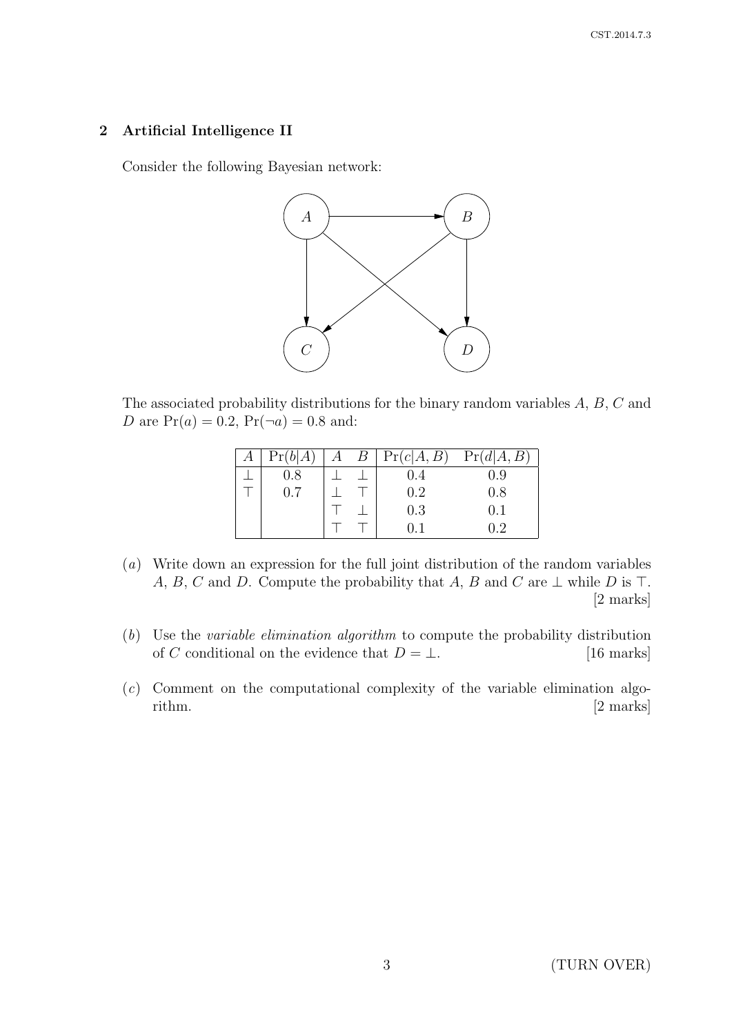## 2 Artificial Intelligence II

Consider the following Bayesian network:

The associated probability distributions for the binary random variables $A$, $B$, $C$ and $D$ are $\Pr(a) = 0.2$, $\Pr(\neg a) = 0.8$ and:

| $A$ | $\Pr(b\|A)$ | $A$ | $B$ | $\Pr(c\|A, B)$ | $\Pr(d\|A, B)$ |
|---|---|---|---|---|---|
| $\bot$ | 0.8 | $\bot$ | $\bot$ | 0.4 | 0.9 |
| $\top$ | 0.7 | $\bot$ | $\top$ | 0.2 | 0.8 |
| | | $\top$ | $\bot$ | 0.3 | 0.1 |
| | | $\top$ | $\top$ | 0.1 | 0.2 |

(*a*) Write down an expression for the full joint distribution of the random variables $A$, $B$, $C$ and $D$. Compute the probability that $A$, $B$ and $C$ are $\bot$ while $D$ is $\top$. [2 marks]

(*b*) Use the *variable elimination algorithm* to compute the probability distribution of $C$ conditional on the evidence that $D = \bot$. [16 marks]

(*c*) Comment on the computational complexity of the variable elimination algorithm. [2 marks]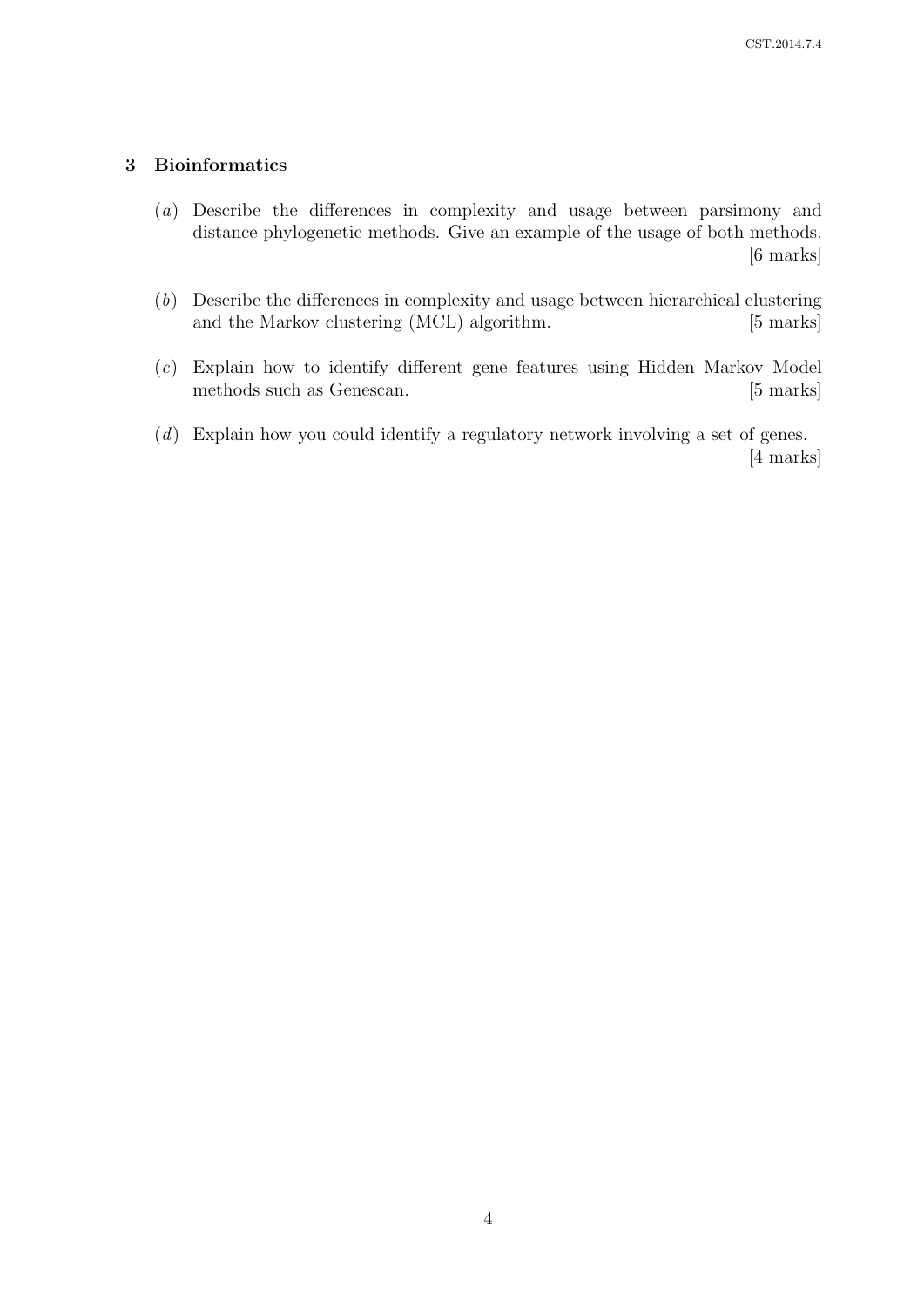## 3 Bioinformatics

(*a*) Describe the differences in complexity and usage between parsimony and distance phylogenetic methods. Give an example of the usage of both methods. [6 marks]

(*b*) Describe the differences in complexity and usage between hierarchical clustering and the Markov clustering (MCL) algorithm. [5 marks]

(*c*) Explain how to identify different gene features using Hidden Markov Model methods such as Genescan. [5 marks]

(*d*) Explain how you could identify a regulatory network involving a set of genes. [4 marks]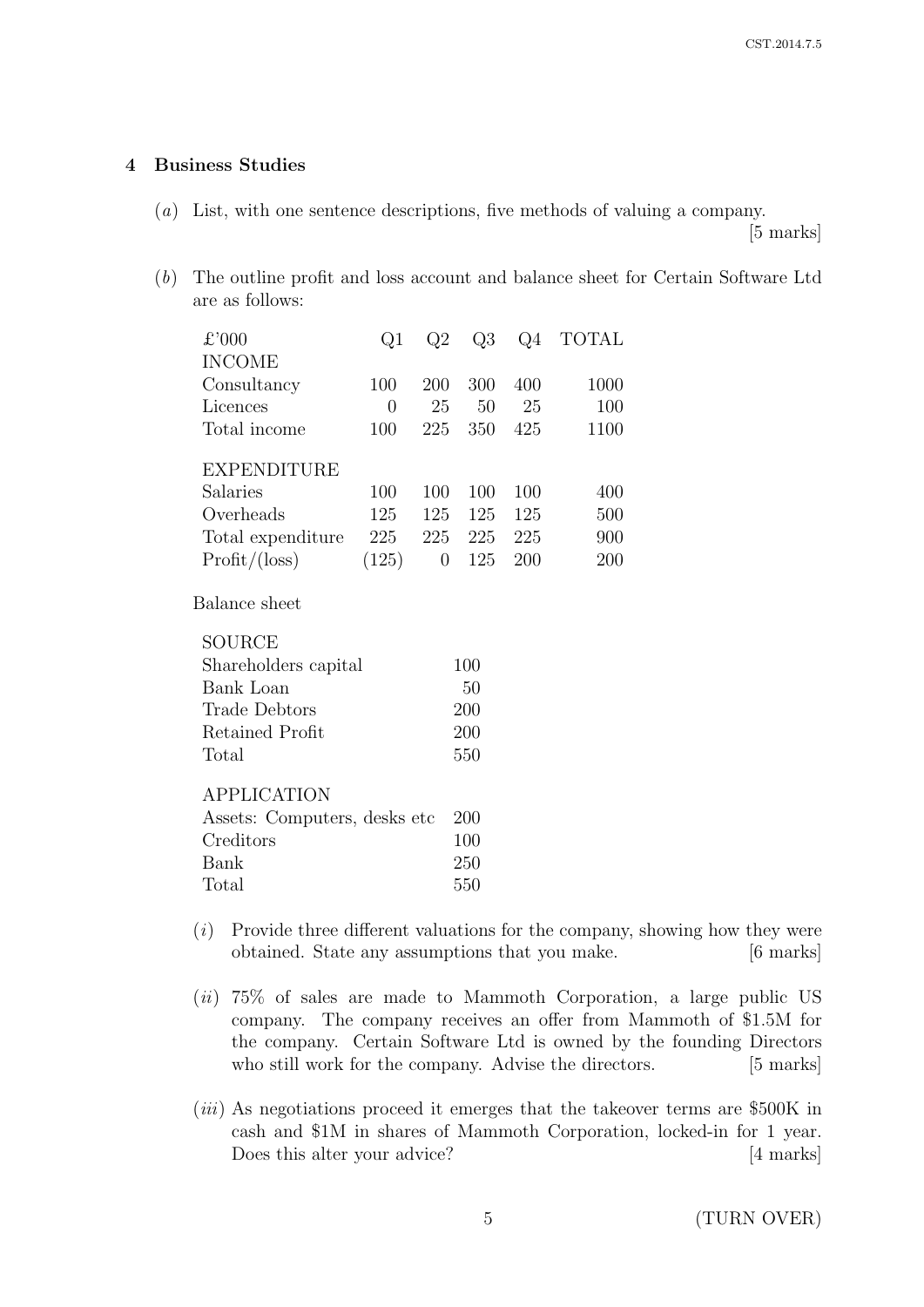## 4 Business Studies

(*a*) List, with one sentence descriptions, five methods of valuing a company. [5 marks]

(*b*) The outline profit and loss account and balance sheet for Certain Software Ltd are as follows:

| £'000 | Q1 | Q2 | Q3 | Q4 | TOTAL |
|---|---|---|---|---|---|
| INCOME | | | | | |
| Consultancy | 100 | 200 | 300 | 400 | 1000 |
| Licences | 0 | 25 | 50 | 25 | 100 |
| Total income | 100 | 225 | 350 | 425 | 1100 |
| EXPENDITURE | | | | | |
| Salaries | 100 | 100 | 100 | 100 | 400 |
| Overheads | 125 | 125 | 125 | 125 | 500 |
| Total expenditure | 225 | 225 | 225 | 225 | 900 |
| Profit/(loss) | (125) | 0 | 125 | 200 | 200 |

Balance sheet

| SOURCE | |
|---|---|
| Shareholders capital | 100 |
| Bank Loan | 50 |
| Trade Debtors | 200 |
| Retained Profit | 200 |
| Total | 550 |
| APPLICATION | |
| Assets: Computers, desks etc | 200 |
| Creditors | 100 |
| Bank | 250 |
| Total | 550 |

(*i*) Provide three different valuations for the company, showing how they were obtained. State any assumptions that you make. [6 marks]

(*ii*) 75% of sales are made to Mammoth Corporation, a large public US company. The company receives an offer from Mammoth of $1.5M for the company. Certain Software Ltd is owned by the founding Directors who still work for the company. Advise the directors. [5 marks]

(*iii*) As negotiations proceed it emerges that the takeover terms are $500K in cash and $1M in shares of Mammoth Corporation, locked-in for 1 year. Does this alter your advice? [4 marks]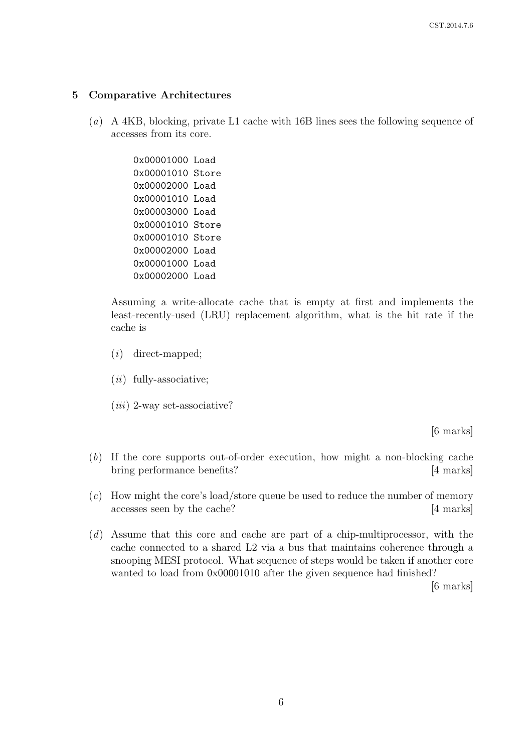## 5 Comparative Architectures

(*a*) A 4KB, blocking, private L1 cache with 16B lines sees the following sequence of accesses from its core.

```
0x00001000 Load
0x00001010 Store
0x00002000 Load
0x00001010 Load
0x00003000 Load
0x00001010 Store
0x00001010 Store
0x00002000 Load
0x00001000 Load
0x00002000 Load
```

Assuming a write-allocate cache that is empty at first and implements the least-recently-used (LRU) replacement algorithm, what is the hit rate if the cache is

(*i*) direct-mapped;

(*ii*) fully-associative;

(*iii*) 2-way set-associative?

[6 marks]

(*b*) If the core supports out-of-order execution, how might a non-blocking cache bring performance benefits? [4 marks]

(*c*) How might the core's load/store queue be used to reduce the number of memory accesses seen by the cache? [4 marks]

(*d*) Assume that this core and cache are part of a chip-multiprocessor, with the cache connected to a shared L2 via a bus that maintains coherence through a snooping MESI protocol. What sequence of steps would be taken if another core wanted to load from 0x00001010 after the given sequence had finished?

[6 marks]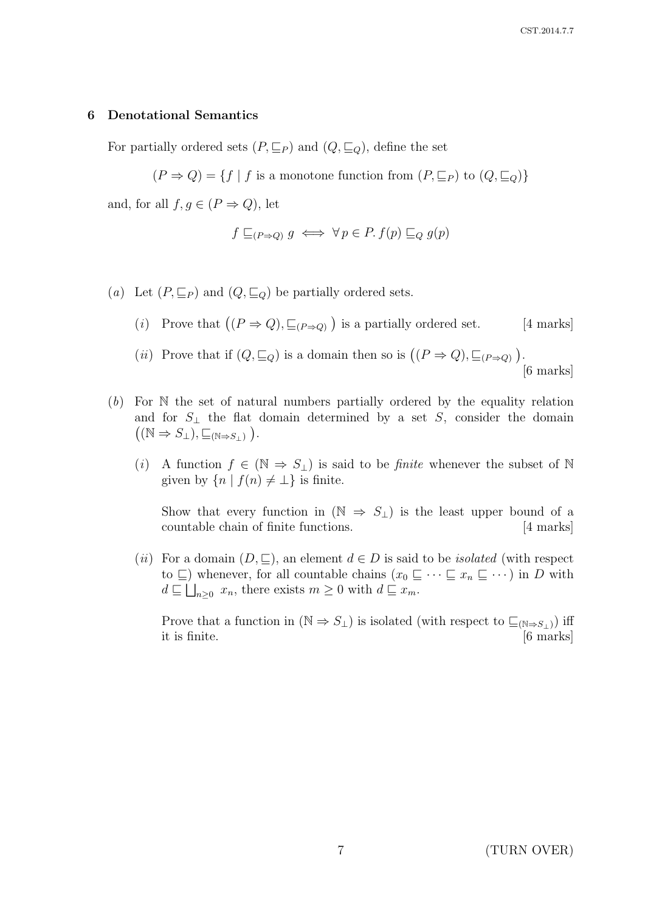## 6 Denotational Semantics

For partially ordered sets $(P, \sqsubseteq_P)$ and $(Q, \sqsubseteq_Q)$, define the set

$$(P \Rightarrow Q) = \{ f \mid f \text{ is a monotone function from } (P, \sqsubseteq_P) \text{ to } (Q, \sqsubseteq_Q) \}$$

and, for all $f, g \in (P \Rightarrow Q)$, let

$$f \sqsubseteq_{(P \Rightarrow Q)} g \iff \forall\, p \in P.\, f(p) \sqsubseteq_Q g(p)$$

(*a*) Let $(P, \sqsubseteq_P)$ and $(Q, \sqsubseteq_Q)$ be partially ordered sets.

(*i*) Prove that $\big( (P \Rightarrow Q), \sqsubseteq_{(P \Rightarrow Q)} \big)$ is a partially ordered set. [4 marks]

(*ii*) Prove that if $(Q, \sqsubseteq_Q)$ is a domain then so is $\big( (P \Rightarrow Q), \sqsubseteq_{(P \Rightarrow Q)} \big)$. [6 marks]

(*b*) For $\mathbb{N}$ the set of natural numbers partially ordered by the equality relation and for $S_\perp$ the flat domain determined by a set $S$, consider the domain $\big( (\mathbb{N} \Rightarrow S_\perp), \sqsubseteq_{(\mathbb{N} \Rightarrow S_\perp)} \big)$.

(*i*) A function $f \in (\mathbb{N} \Rightarrow S_\perp)$ is said to be *finite* whenever the subset of $\mathbb{N}$ given by $\{ n \mid f(n) \neq \perp \}$ is finite.

Show that every function in $(\mathbb{N} \Rightarrow S_\perp)$ is the least upper bound of a countable chain of finite functions. [4 marks]

(*ii*) For a domain $(D, \sqsubseteq)$, an element $d \in D$ is said to be *isolated* (with respect to $\sqsubseteq$) whenever, for all countable chains $(x_0 \sqsubseteq \cdots \sqsubseteq x_n \sqsubseteq \cdots)$ in $D$ with $d \sqsubseteq \bigsqcup_{n \geq 0} x_n$, there exists $m \geq 0$ with $d \sqsubseteq x_m$.

Prove that a function in $(\mathbb{N} \Rightarrow S_\perp)$ is isolated (with respect to $\sqsubseteq_{(\mathbb{N} \Rightarrow S_\perp)}$) iff it is finite. [6 marks]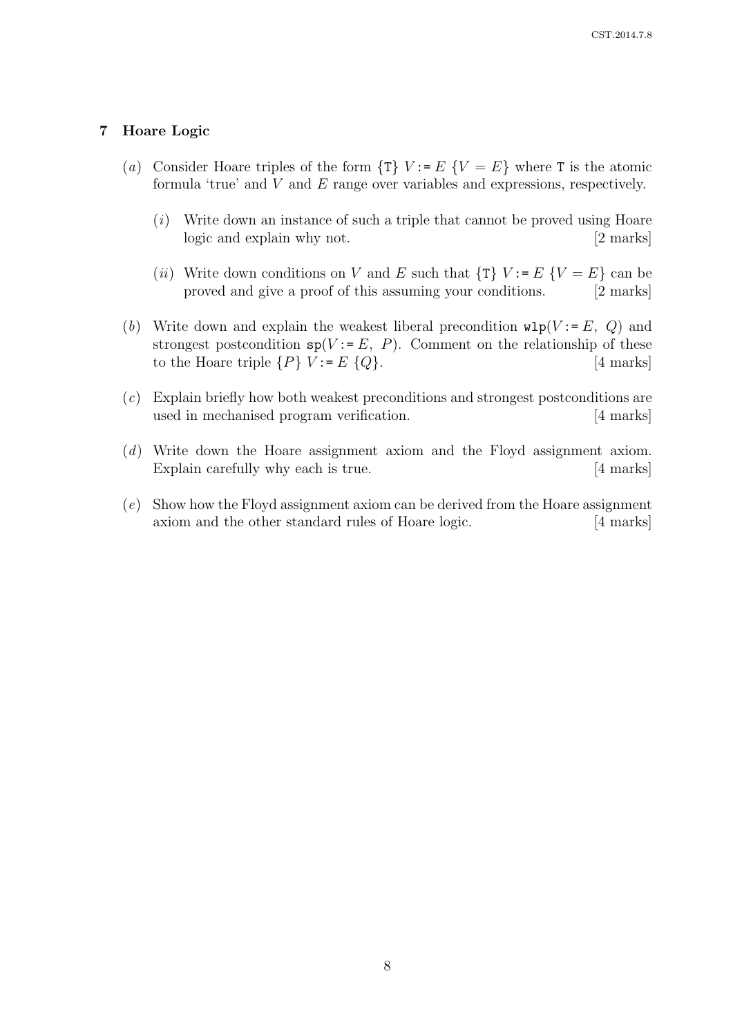## 7 Hoare Logic

(*a*) Consider Hoare triples of the form $\{\texttt{T}\}\ V := E\ \{V = E\}$ where T is the atomic formula 'true' and $V$ and $E$ range over variables and expressions, respectively.

(*i*) Write down an instance of such a triple that cannot be proved using Hoare logic and explain why not. [2 marks]

(*ii*) Write down conditions on $V$ and $E$ such that $\{\texttt{T}\}\ V := E\ \{V = E\}$ can be proved and give a proof of this assuming your conditions. [2 marks]

(*b*) Write down and explain the weakest liberal precondition $\texttt{wlp}(V := E,\ Q)$ and strongest postcondition $\texttt{sp}(V := E,\ P)$. Comment on the relationship of these to the Hoare triple $\{P\}\ V := E\ \{Q\}$. [4 marks]

(*c*) Explain briefly how both weakest preconditions and strongest postconditions are used in mechanised program verification. [4 marks]

(*d*) Write down the Hoare assignment axiom and the Floyd assignment axiom. Explain carefully why each is true. [4 marks]

(*e*) Show how the Floyd assignment axiom can be derived from the Hoare assignment axiom and the other standard rules of Hoare logic. [4 marks]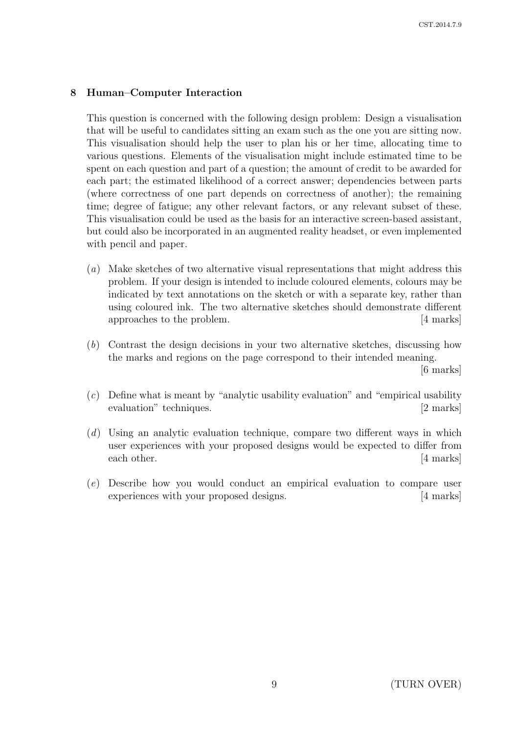## 8 Human–Computer Interaction

This question is concerned with the following design problem: Design a visualisation that will be useful to candidates sitting an exam such as the one you are sitting now. This visualisation should help the user to plan his or her time, allocating time to various questions. Elements of the visualisation might include estimated time to be spent on each question and part of a question; the amount of credit to be awarded for each part; the estimated likelihood of a correct answer; dependencies between parts (where correctness of one part depends on correctness of another); the remaining time; degree of fatigue; any other relevant factors, or any relevant subset of these. This visualisation could be used as the basis for an interactive screen-based assistant, but could also be incorporated in an augmented reality headset, or even implemented with pencil and paper.

(*a*) Make sketches of two alternative visual representations that might address this problem. If your design is intended to include coloured elements, colours may be indicated by text annotations on the sketch or with a separate key, rather than using coloured ink. The two alternative sketches should demonstrate different approaches to the problem. [4 marks]

(*b*) Contrast the design decisions in your two alternative sketches, discussing how the marks and regions on the page correspond to their intended meaning. [6 marks]

(*c*) Define what is meant by "analytic usability evaluation" and "empirical usability evaluation" techniques. [2 marks]

(*d*) Using an analytic evaluation technique, compare two different ways in which user experiences with your proposed designs would be expected to differ from each other. [4 marks]

(*e*) Describe how you would conduct an empirical evaluation to compare user experiences with your proposed designs. [4 marks]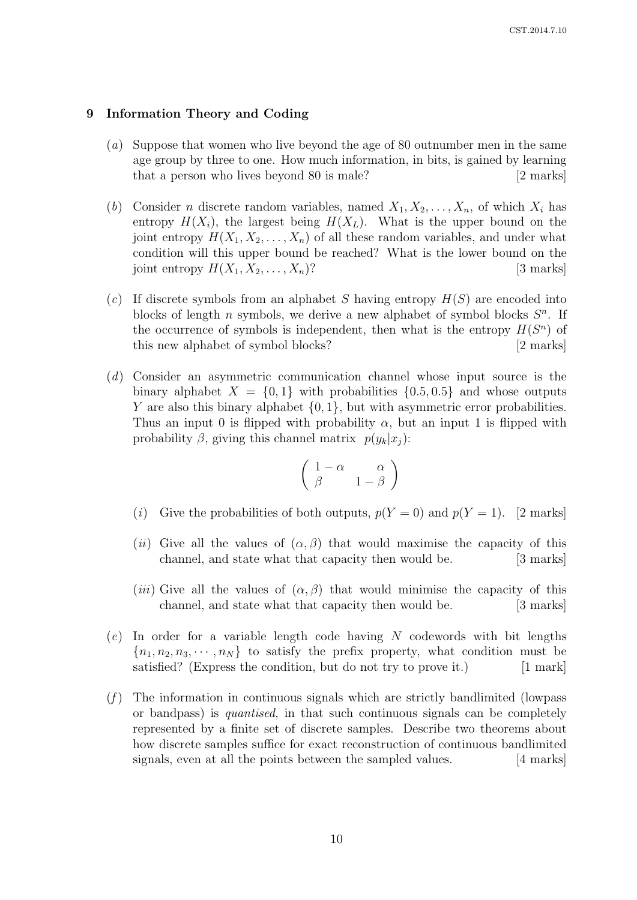## 9 Information Theory and Coding

(*a*) Suppose that women who live beyond the age of 80 outnumber men in the same age group by three to one. How much information, in bits, is gained by learning that a person who lives beyond 80 is male? [2 marks]

(*b*) Consider $n$ discrete random variables, named $X_1, X_2, \ldots, X_n$, of which $X_i$ has entropy $H(X_i)$, the largest being $H(X_L)$. What is the upper bound on the joint entropy $H(X_1, X_2, \ldots, X_n)$ of all these random variables, and under what condition will this upper bound be reached? What is the lower bound on the joint entropy $H(X_1, X_2, \ldots, X_n)$? [3 marks]

(*c*) If discrete symbols from an alphabet $S$ having entropy $H(S)$ are encoded into blocks of length $n$ symbols, we derive a new alphabet of symbol blocks $S^n$. If the occurrence of symbols is independent, then what is the entropy $H(S^n)$ of this new alphabet of symbol blocks? [2 marks]

(*d*) Consider an asymmetric communication channel whose input source is the binary alphabet $X = \{0, 1\}$ with probabilities $\{0.5, 0.5\}$ and whose outputs $Y$ are also this binary alphabet $\{0, 1\}$, but with asymmetric error probabilities. Thus an input 0 is flipped with probability $\alpha$, but an input 1 is flipped with probability $\beta$, giving this channel matrix $p(y_k|x_j)$:

$$\begin{pmatrix} 1-\alpha & \alpha \\ \beta & 1-\beta \end{pmatrix}$$

(*i*) Give the probabilities of both outputs, $p(Y = 0)$ and $p(Y = 1)$. [2 marks]

(*ii*) Give all the values of $(\alpha, \beta)$ that would maximise the capacity of this channel, and state what that capacity then would be. [3 marks]

(*iii*) Give all the values of $(\alpha, \beta)$ that would minimise the capacity of this channel, and state what that capacity then would be. [3 marks]

(*e*) In order for a variable length code having $N$ codewords with bit lengths $\{n_1, n_2, n_3, \cdots, n_N\}$ to satisfy the prefix property, what condition must be satisfied? (Express the condition, but do not try to prove it.) [1 mark]

(*f*) The information in continuous signals which are strictly bandlimited (lowpass or bandpass) is *quantised*, in that such continuous signals can be completely represented by a finite set of discrete samples. Describe two theorems about how discrete samples suffice for exact reconstruction of continuous bandlimited signals, even at all the points between the sampled values. [4 marks]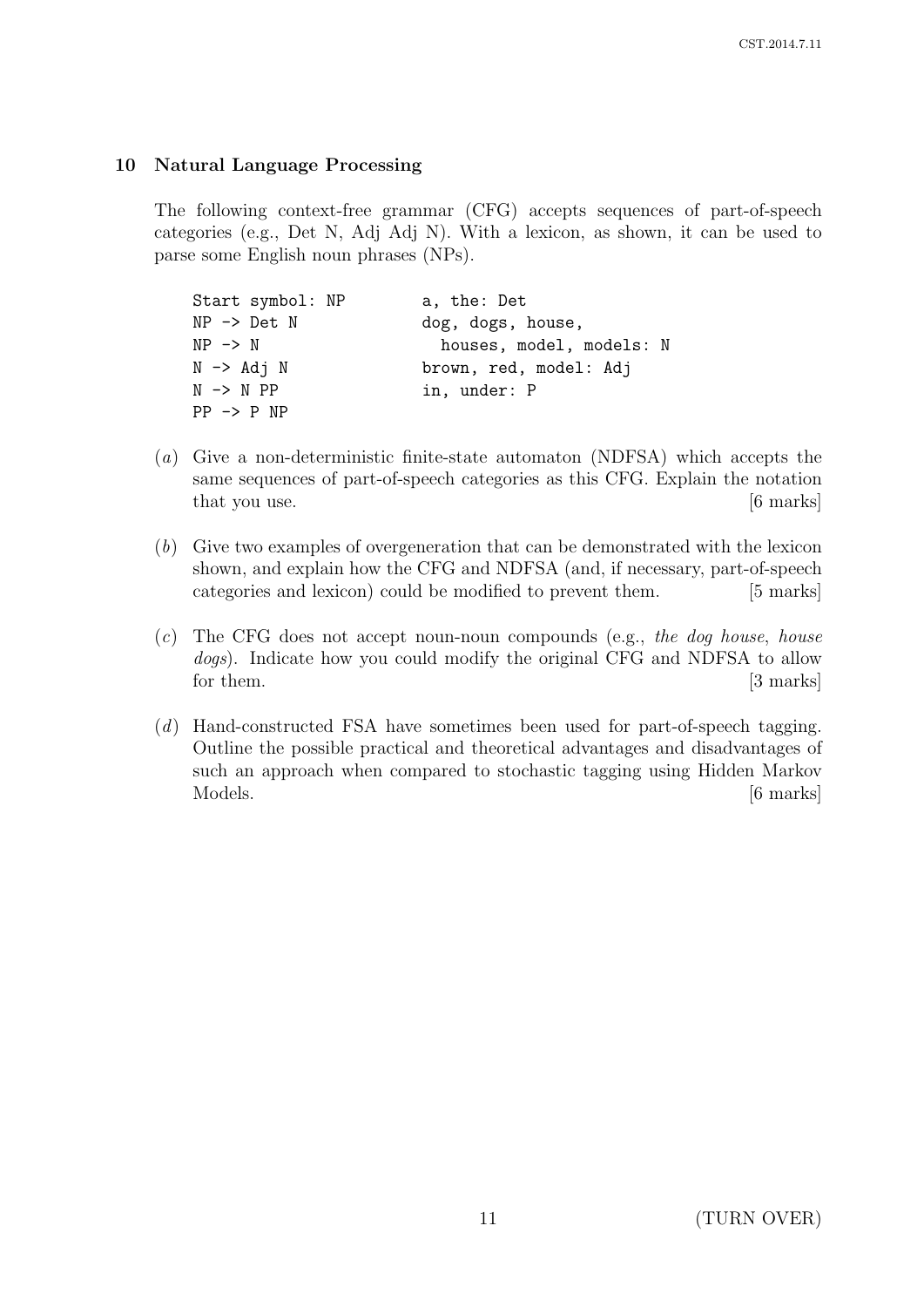## 10 Natural Language Processing

The following context-free grammar (CFG) accepts sequences of part-of-speech categories (e.g., Det N, Adj Adj N). With a lexicon, as shown, it can be used to parse some English noun phrases (NPs).

```
Start symbol: NP        a, the: Det
NP -> Det N             dog, dogs, house,
NP -> N                   houses, model, models: N
N -> Adj N              brown, red, model: Adj
N -> N PP               in, under: P
PP -> P NP
```

(*a*) Give a non-deterministic finite-state automaton (NDFSA) which accepts the same sequences of part-of-speech categories as this CFG. Explain the notation that you use. [6 marks]

(*b*) Give two examples of overgeneration that can be demonstrated with the lexicon shown, and explain how the CFG and NDFSA (and, if necessary, part-of-speech categories and lexicon) could be modified to prevent them. [5 marks]

(*c*) The CFG does not accept noun-noun compounds (e.g., *the dog house*, *house dogs*). Indicate how you could modify the original CFG and NDFSA to allow for them. [3 marks]

(*d*) Hand-constructed FSA have sometimes been used for part-of-speech tagging. Outline the possible practical and theoretical advantages and disadvantages of such an approach when compared to stochastic tagging using Hidden Markov Models. [6 marks]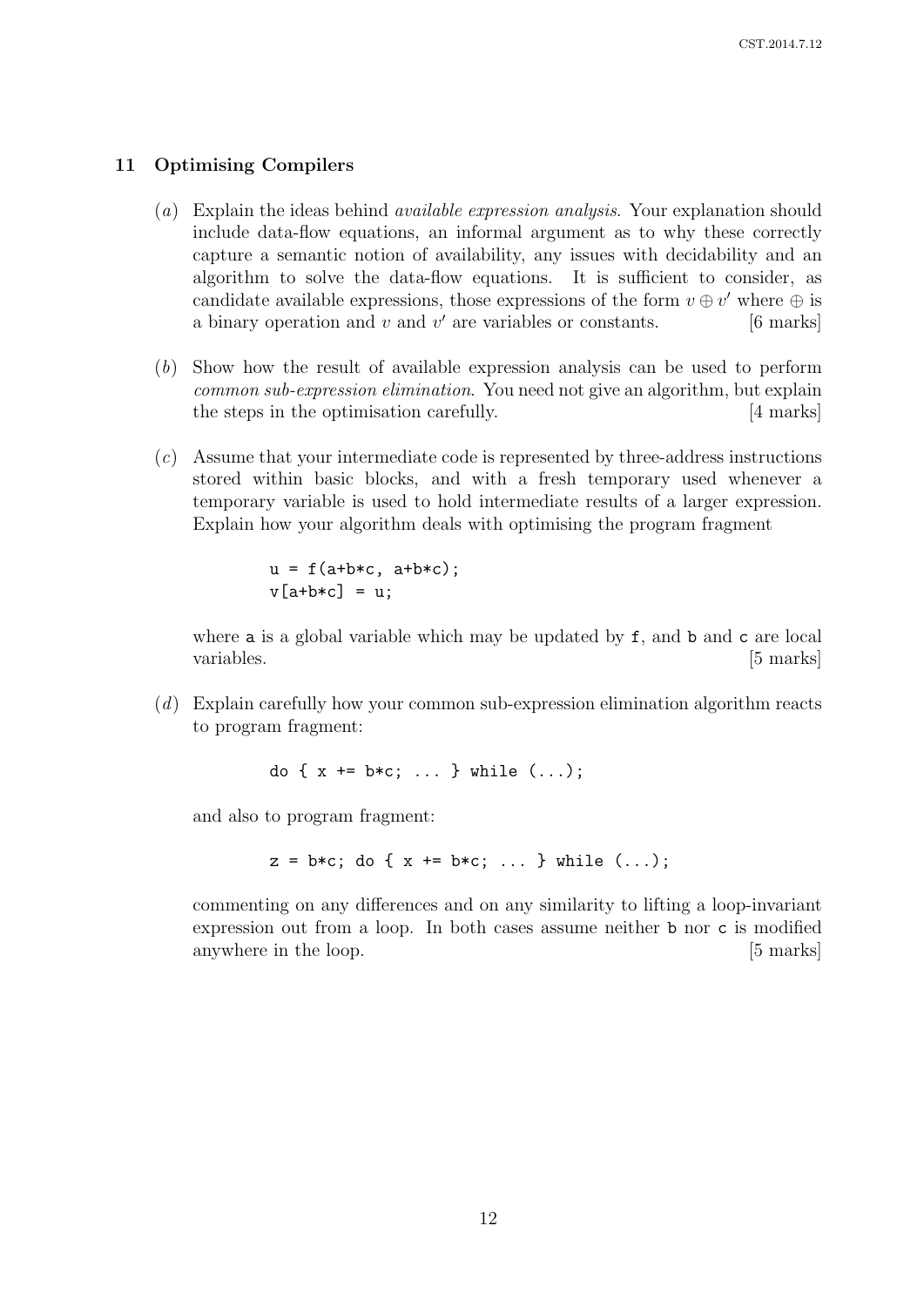## 11 Optimising Compilers

(*a*) Explain the ideas behind *available expression analysis*. Your explanation should include data-flow equations, an informal argument as to why these correctly capture a semantic notion of availability, any issues with decidability and an algorithm to solve the data-flow equations. It is sufficient to consider, as candidate available expressions, those expressions of the form $v \oplus v'$ where $\oplus$ is a binary operation and $v$ and $v'$ are variables or constants. [6 marks]

(*b*) Show how the result of available expression analysis can be used to perform *common sub-expression elimination*. You need not give an algorithm, but explain the steps in the optimisation carefully. [4 marks]

(*c*) Assume that your intermediate code is represented by three-address instructions stored within basic blocks, and with a fresh temporary used whenever a temporary variable is used to hold intermediate results of a larger expression. Explain how your algorithm deals with optimising the program fragment

```
u = f(a+b*c, a+b*c);
v[a+b*c] = u;
```

where `a` is a global variable which may be updated by `f`, and `b` and `c` are local variables. [5 marks]

(*d*) Explain carefully how your common sub-expression elimination algorithm reacts to program fragment:

```
do { x += b*c; ... } while (...);
```

and also to program fragment:

```
z = b*c; do { x += b*c; ... } while (...);
```

commenting on any differences and on any similarity to lifting a loop-invariant expression out from a loop. In both cases assume neither `b` nor `c` is modified anywhere in the loop. [5 marks]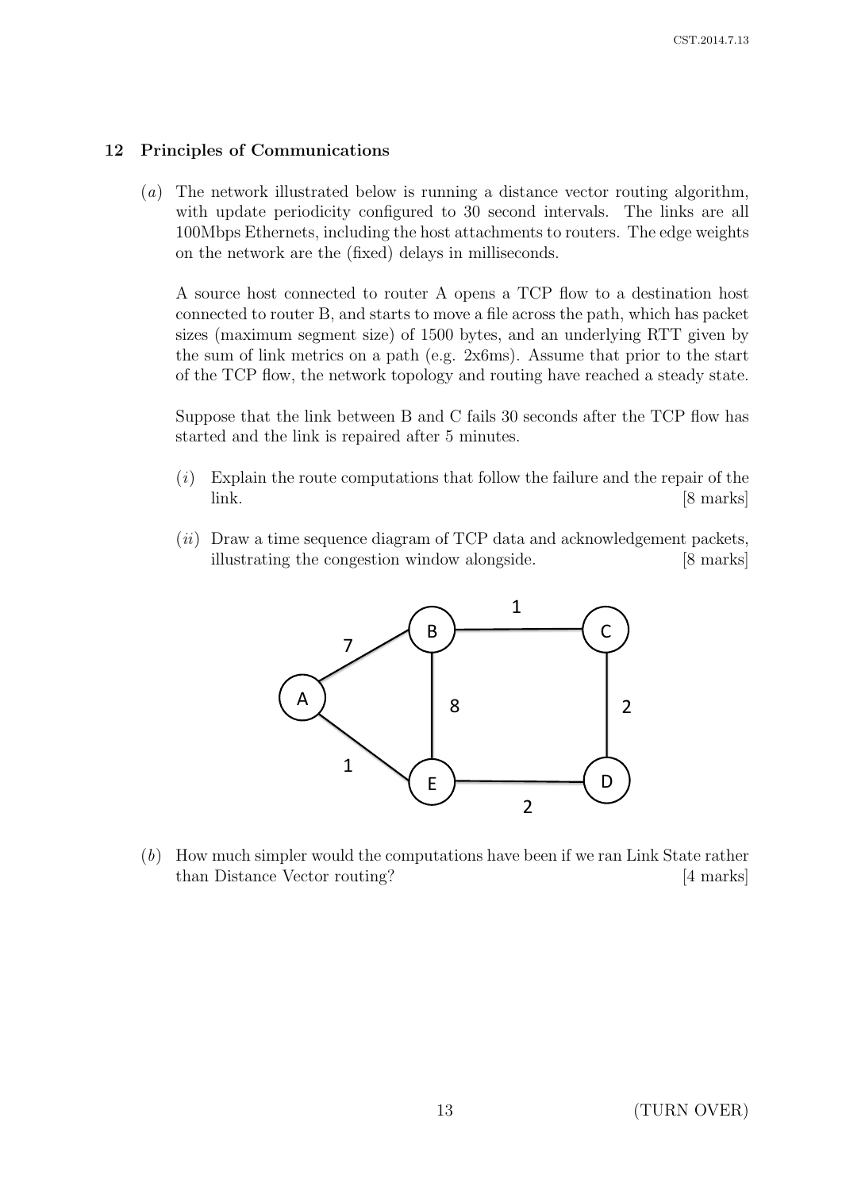## 12 Principles of Communications

(*a*) The network illustrated below is running a distance vector routing algorithm, with update periodicity configured to 30 second intervals. The links are all 100Mbps Ethernets, including the host attachments to routers. The edge weights on the network are the (fixed) delays in milliseconds.

A source host connected to router A opens a TCP flow to a destination host connected to router B, and starts to move a file across the path, which has packet sizes (maximum segment size) of 1500 bytes, and an underlying RTT given by the sum of link metrics on a path (e.g. 2x6ms). Assume that prior to the start of the TCP flow, the network topology and routing have reached a steady state.

Suppose that the link between B and C fails 30 seconds after the TCP flow has started and the link is repaired after 5 minutes.

(*i*) Explain the route computations that follow the failure and the repair of the link. [8 marks]

(*ii*) Draw a time sequence diagram of TCP data and acknowledgement packets, illustrating the congestion window alongside. [8 marks]

(*b*) How much simpler would the computations have been if we ran Link State rather than Distance Vector routing? [4 marks]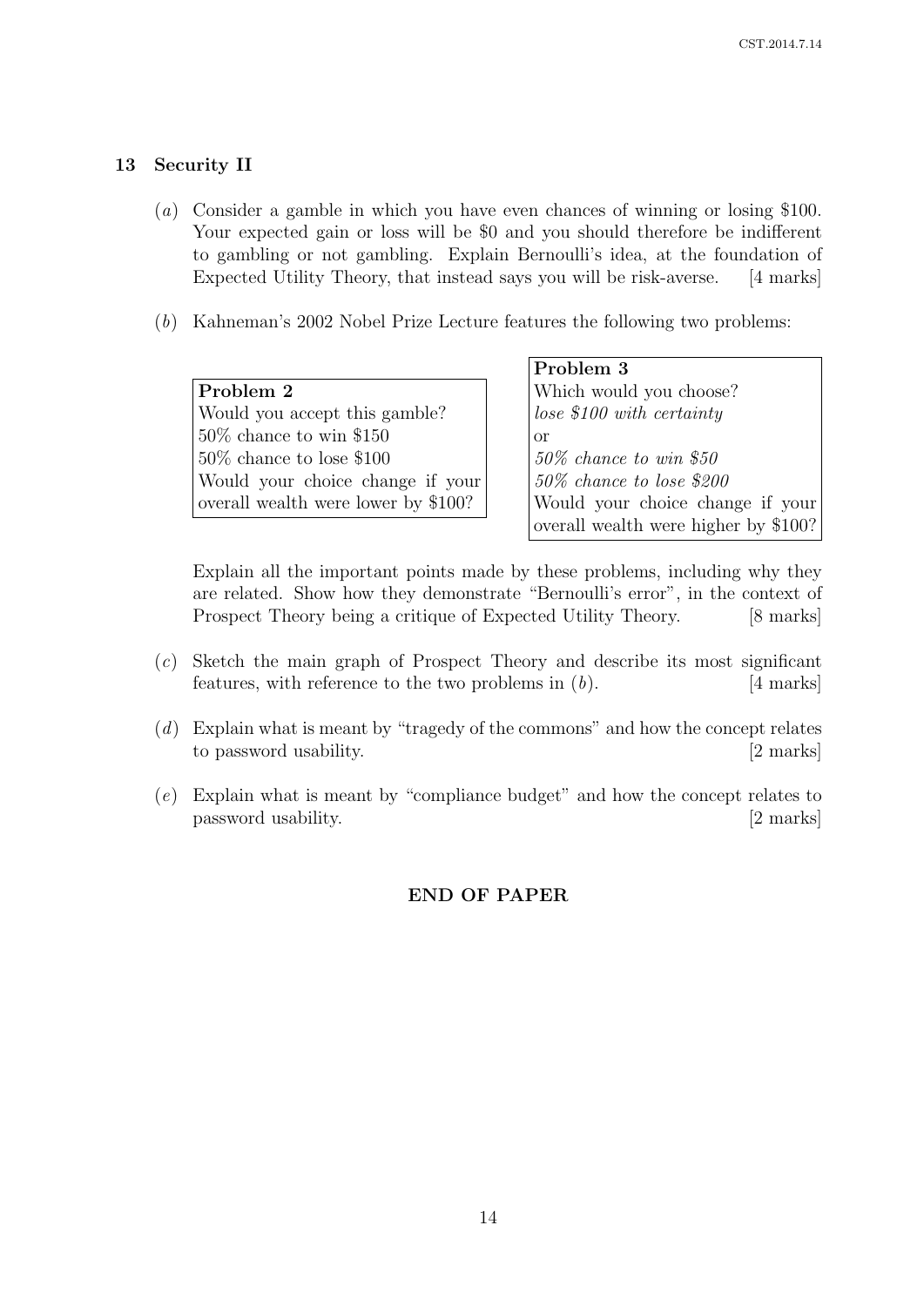## 13 Security II

(*a*) Consider a gamble in which you have even chances of winning or losing \$100. Your expected gain or loss will be \$0 and you should therefore be indifferent to gambling or not gambling. Explain Bernoulli's idea, at the foundation of Expected Utility Theory, that instead says you will be risk-averse. [4 marks]

(*b*) Kahneman's 2002 Nobel Prize Lecture features the following two problems:

| **Problem 2** | **Problem 3** |
|---|---|
| Would you accept this gamble? | Which would you choose? |
| 50% chance to win \$150 | *lose \$100 with certainty* |
| 50% chance to lose \$100 | or |
| Would your choice change if your overall wealth were lower by \$100? | *50% chance to win \$50* |
| | *50% chance to lose \$200* |
| | Would your choice change if your overall wealth were higher by \$100? |

Explain all the important points made by these problems, including why they are related. Show how they demonstrate "Bernoulli's error", in the context of Prospect Theory being a critique of Expected Utility Theory. [8 marks]

(*c*) Sketch the main graph of Prospect Theory and describe its most significant features, with reference to the two problems in (*b*). [4 marks]

(*d*) Explain what is meant by "tragedy of the commons" and how the concept relates to password usability. [2 marks]

(*e*) Explain what is meant by "compliance budget" and how the concept relates to password usability. [2 marks]

**END OF PAPER**